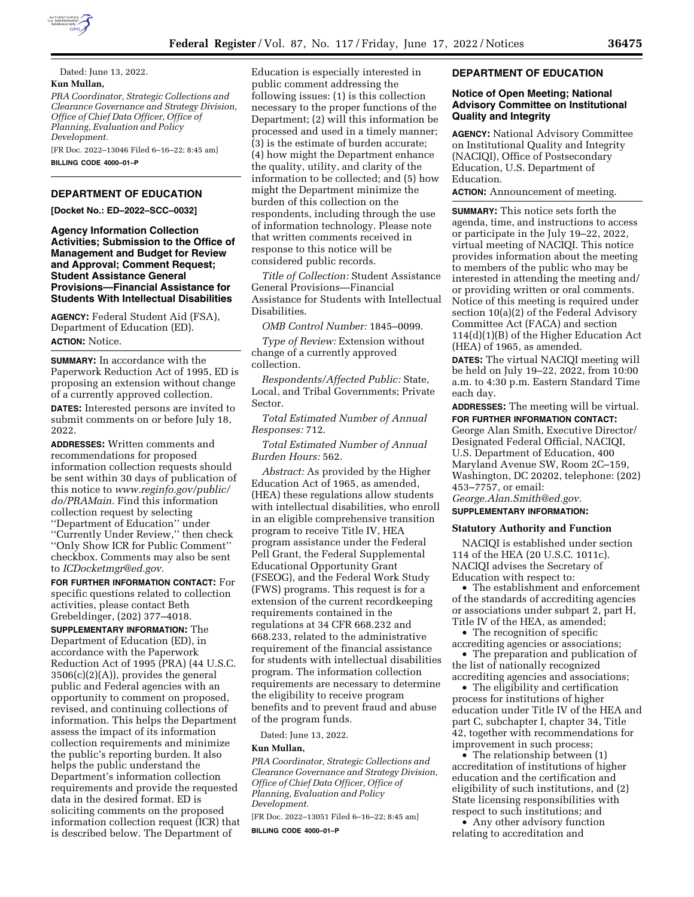Dated: June 13, 2022.

**Kun Mullan,**

*PRA Coordinator, Strategic Collections and Clearance Governance and Strategy Division, Office of Chief Data Officer, Office of Planning, Evaluation and Policy Development.*

[FR Doc. 2022–13046 Filed 6–16–22; 8:45 am]

**BILLING CODE 4000–01–P**

## DEPARTMENT OF EDUCATION

**[Docket No.: ED–2022–SCC–0032]**

### Agency Information Collection Activities; Submission to the Office of Management and Budget for Review and Approval; Comment Request; Student Assistance General Provisions—Financial Assistance for Students With Intellectual Disabilities

**AGENCY:** Federal Student Aid (FSA), Department of Education (ED).

**ACTION:** Notice.

**SUMMARY:** In accordance with the Paperwork Reduction Act of 1995, ED is proposing an extension without change of a currently approved collection.

**DATES:** Interested persons are invited to submit comments on or before July 18, 2022.

**ADDRESSES:** Written comments and recommendations for proposed information collection requests should be sent within 30 days of publication of this notice to *www.reginfo.gov/public/do/PRAMain.* Find this information collection request by selecting ''Department of Education'' under ''Currently Under Review,'' then check ''Only Show ICR for Public Comment'' checkbox. Comments may also be sent to *ICDocketmgr@ed.gov.*

**FOR FURTHER INFORMATION CONTACT:** For specific questions related to collection activities, please contact Beth Grebeldinger, (202) 377–4018.

**SUPPLEMENTARY INFORMATION:** The Department of Education (ED), in accordance with the Paperwork Reduction Act of 1995 (PRA) (44 U.S.C. 3506(c)(2)(A)), provides the general public and Federal agencies with an opportunity to comment on proposed, revised, and continuing collections of information. This helps the Department assess the impact of its information collection requirements and minimize the public's reporting burden. It also helps the public understand the Department's information collection requirements and provide the requested data in the desired format. ED is soliciting comments on the proposed information collection request (ICR) that is described below. The Department of Education is especially interested in public comment addressing the following issues: (1) is this collection necessary to the proper functions of the Department; (2) will this information be processed and used in a timely manner; (3) is the estimate of burden accurate; (4) how might the Department enhance the quality, utility, and clarity of the information to be collected; and (5) how might the Department minimize the burden of this collection on the respondents, including through the use of information technology. Please note that written comments received in response to this notice will be considered public records.

*Title of Collection:* Student Assistance General Provisions—Financial Assistance for Students with Intellectual Disabilities.

*OMB Control Number:* 1845–0099.

*Type of Review:* Extension without change of a currently approved collection.

*Respondents/Affected Public:* State, Local, and Tribal Governments; Private Sector.

*Total Estimated Number of Annual Responses:* 712.

*Total Estimated Number of Annual Burden Hours:* 562.

*Abstract:* As provided by the Higher Education Act of 1965, as amended, (HEA) these regulations allow students with intellectual disabilities, who enroll in an eligible comprehensive transition program to receive Title IV, HEA program assistance under the Federal Pell Grant, the Federal Supplemental Educational Opportunity Grant (FSEOG), and the Federal Work Study (FWS) programs. This request is for a extension of the current recordkeeping requirements contained in the regulations at 34 CFR 668.232 and 668.233, related to the administrative requirement of the financial assistance for students with intellectual disabilities program. The information collection requirements are necessary to determine the eligibility to receive program benefits and to prevent fraud and abuse of the program funds.

Dated: June 13, 2022.

**Kun Mullan,**

*PRA Coordinator, Strategic Collections and Clearance Governance and Strategy Division, Office of Chief Data Officer, Office of Planning, Evaluation and Policy Development.*

[FR Doc. 2022–13051 Filed 6–16–22; 8:45 am]

**BILLING CODE 4000–01–P**

## DEPARTMENT OF EDUCATION

### Notice of Open Meeting; National Advisory Committee on Institutional Quality and Integrity

**AGENCY:** National Advisory Committee on Institutional Quality and Integrity (NACIQI), Office of Postsecondary Education, U.S. Department of Education.

**ACTION:** Announcement of meeting.

**SUMMARY:** This notice sets forth the agenda, time, and instructions to access or participate in the July 19–22, 2022, virtual meeting of NACIQI. This notice provides information about the meeting to members of the public who may be interested in attending the meeting and/or providing written or oral comments. Notice of this meeting is required under section 10(a)(2) of the Federal Advisory Committee Act (FACA) and section 114(d)(1)(B) of the Higher Education Act (HEA) of 1965, as amended.

**DATES:** The virtual NACIQI meeting will be held on July 19–22, 2022, from 10:00 a.m. to 4:30 p.m. Eastern Standard Time each day.

**ADDRESSES:** The meeting will be virtual.

**FOR FURTHER INFORMATION CONTACT:** George Alan Smith, Executive Director/Designated Federal Official, NACIQI, U.S. Department of Education, 400 Maryland Avenue SW, Room 2C–159, Washington, DC 20202, telephone: (202) 453–7757, or email: *George.Alan.Smith@ed.gov.*

**SUPPLEMENTARY INFORMATION:**

**Statutory Authority and Function**

NACIQI is established under section 114 of the HEA (20 U.S.C. 1011c). NACIQI advises the Secretary of Education with respect to:

- The establishment and enforcement of the standards of accrediting agencies or associations under subpart 2, part H, Title IV of the HEA, as amended;
- The recognition of specific accrediting agencies or associations;
- The preparation and publication of the list of nationally recognized accrediting agencies and associations;
- The eligibility and certification process for institutions of higher education under Title IV of the HEA and part C, subchapter I, chapter 34, Title 42, together with recommendations for improvement in such process;
- The relationship between (1) accreditation of institutions of higher education and the certification and eligibility of such institutions, and (2) State licensing responsibilities with respect to such institutions; and
- Any other advisory function relating to accreditation and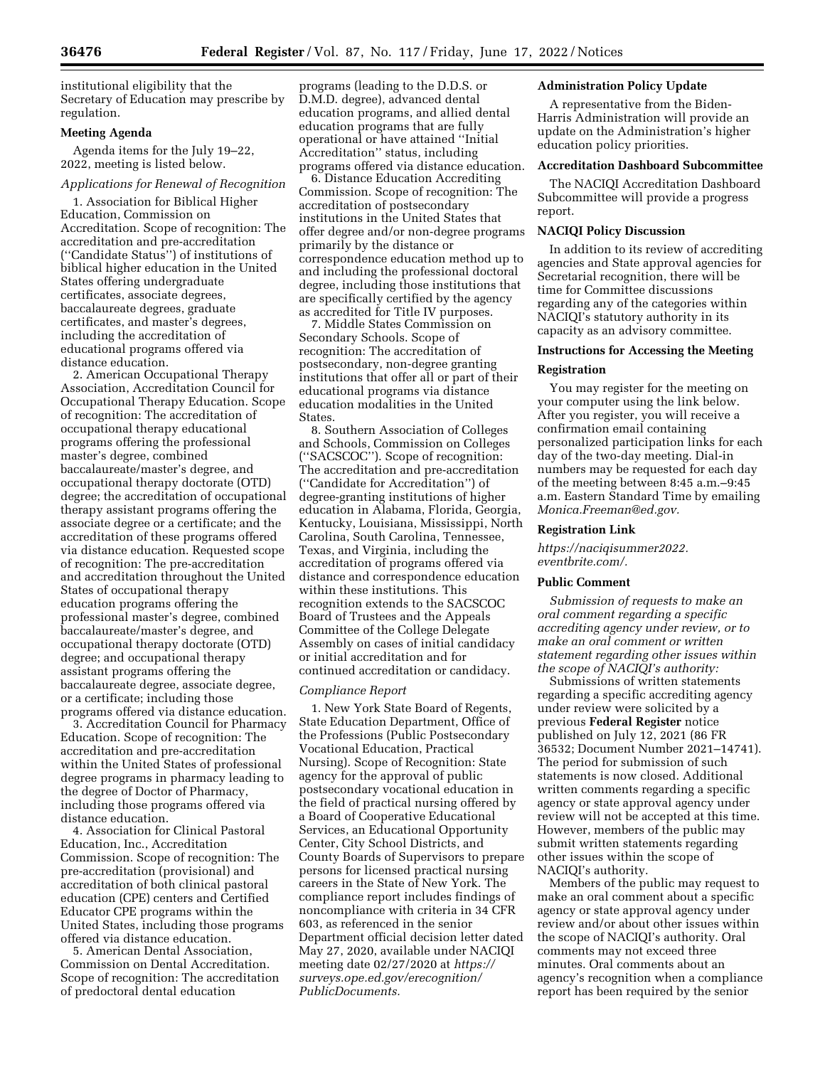institutional eligibility that the Secretary of Education may prescribe by regulation.

**Meeting Agenda**

Agenda items for the July 19–22, 2022, meeting is listed below.

*Applications for Renewal of Recognition*

1. Association for Biblical Higher Education, Commission on Accreditation. Scope of recognition: The accreditation and pre-accreditation (''Candidate Status'') of institutions of biblical higher education in the United States offering undergraduate certificates, associate degrees, baccalaureate degrees, graduate certificates, and master's degrees, including the accreditation of educational programs offered via distance education.

2. American Occupational Therapy Association, Accreditation Council for Occupational Therapy Education. Scope of recognition: The accreditation of occupational therapy educational programs offering the professional master's degree, combined baccalaureate/master's degree, and occupational therapy doctorate (OTD) degree; the accreditation of occupational therapy assistant programs offering the associate degree or a certificate; and the accreditation of these programs offered via distance education. Requested scope of recognition: The pre-accreditation and accreditation throughout the United States of occupational therapy education programs offering the professional master's degree, combined baccalaureate/master's degree, and occupational therapy doctorate (OTD) degree; and occupational therapy assistant programs offering the baccalaureate degree, associate degree, or a certificate; including those programs offered via distance education.

3. Accreditation Council for Pharmacy Education. Scope of recognition: The accreditation and pre-accreditation within the United States of professional degree programs in pharmacy leading to the degree of Doctor of Pharmacy, including those programs offered via distance education.

4. Association for Clinical Pastoral Education, Inc., Accreditation Commission. Scope of recognition: The pre-accreditation (provisional) and accreditation of both clinical pastoral education (CPE) centers and Certified Educator CPE programs within the United States, including those programs offered via distance education.

5. American Dental Association, Commission on Dental Accreditation. Scope of recognition: The accreditation of predoctoral dental education programs (leading to the D.D.S. or D.M.D. degree), advanced dental education programs, and allied dental education programs that are fully operational or have attained ''Initial Accreditation'' status, including programs offered via distance education.

6. Distance Education Accrediting Commission. Scope of recognition: The accreditation of postsecondary institutions in the United States that offer degree and/or non-degree programs primarily by the distance or correspondence education method up to and including the professional doctoral degree, including those institutions that are specifically certified by the agency as accredited for Title IV purposes.

7. Middle States Commission on Secondary Schools. Scope of recognition: The accreditation of postsecondary, non-degree granting institutions that offer all or part of their educational programs via distance education modalities in the United States.

8. Southern Association of Colleges and Schools, Commission on Colleges (''SACSCOC''). Scope of recognition: The accreditation and pre-accreditation (''Candidate for Accreditation'') of degree-granting institutions of higher education in Alabama, Florida, Georgia, Kentucky, Louisiana, Mississippi, North Carolina, South Carolina, Tennessee, Texas, and Virginia, including the accreditation of programs offered via distance and correspondence education within these institutions. This recognition extends to the SACSCOC Board of Trustees and the Appeals Committee of the College Delegate Assembly on cases of initial candidacy or initial accreditation and for continued accreditation or candidacy.

*Compliance Report*

1. New York State Board of Regents, State Education Department, Office of the Professions (Public Postsecondary Vocational Education, Practical Nursing). Scope of Recognition: State agency for the approval of public postsecondary vocational education in the field of practical nursing offered by a Board of Cooperative Educational Services, an Educational Opportunity Center, City School Districts, and County Boards of Supervisors to prepare persons for licensed practical nursing careers in the State of New York. The compliance report includes findings of noncompliance with criteria in 34 CFR 603, as referenced in the senior Department official decision letter dated May 27, 2020, available under NACIQI meeting date 02/27/2020 at *https://surveys.ope.ed.gov/erecognition/PublicDocuments.*

**Administration Policy Update**

A representative from the Biden-Harris Administration will provide an update on the Administration's higher education policy priorities.

**Accreditation Dashboard Subcommittee**

The NACIQI Accreditation Dashboard Subcommittee will provide a progress report.

**NACIQI Policy Discussion**

In addition to its review of accrediting agencies and State approval agencies for Secretarial recognition, there will be time for Committee discussions regarding any of the categories within NACIQI's statutory authority in its capacity as an advisory committee.

**Instructions for Accessing the Meeting**

**Registration**

You may register for the meeting on your computer using the link below. After you register, you will receive a confirmation email containing personalized participation links for each day of the two-day meeting. Dial-in numbers may be requested for each day of the meeting between 8:45 a.m.–9:45 a.m. Eastern Standard Time by emailing *Monica.Freeman@ed.gov.*

**Registration Link**

*https://naciqisummer2022.eventbrite.com/.*

**Public Comment**

*Submission of requests to make an oral comment regarding a specific accrediting agency under review, or to make an oral comment or written statement regarding other issues within the scope of NACIQI's authority:*

Submissions of written statements regarding a specific accrediting agency under review were solicited by a previous **Federal Register** notice published on July 12, 2021 (86 FR 36532; Document Number 2021–14741). The period for submission of such statements is now closed. Additional written comments regarding a specific agency or state approval agency under review will not be accepted at this time. However, members of the public may submit written statements regarding other issues within the scope of NACIQI's authority.

Members of the public may request to make an oral comment about a specific agency or state approval agency under review and/or about other issues within the scope of NACIQI's authority. Oral comments may not exceed three minutes. Oral comments about an agency's recognition when a compliance report has been required by the senior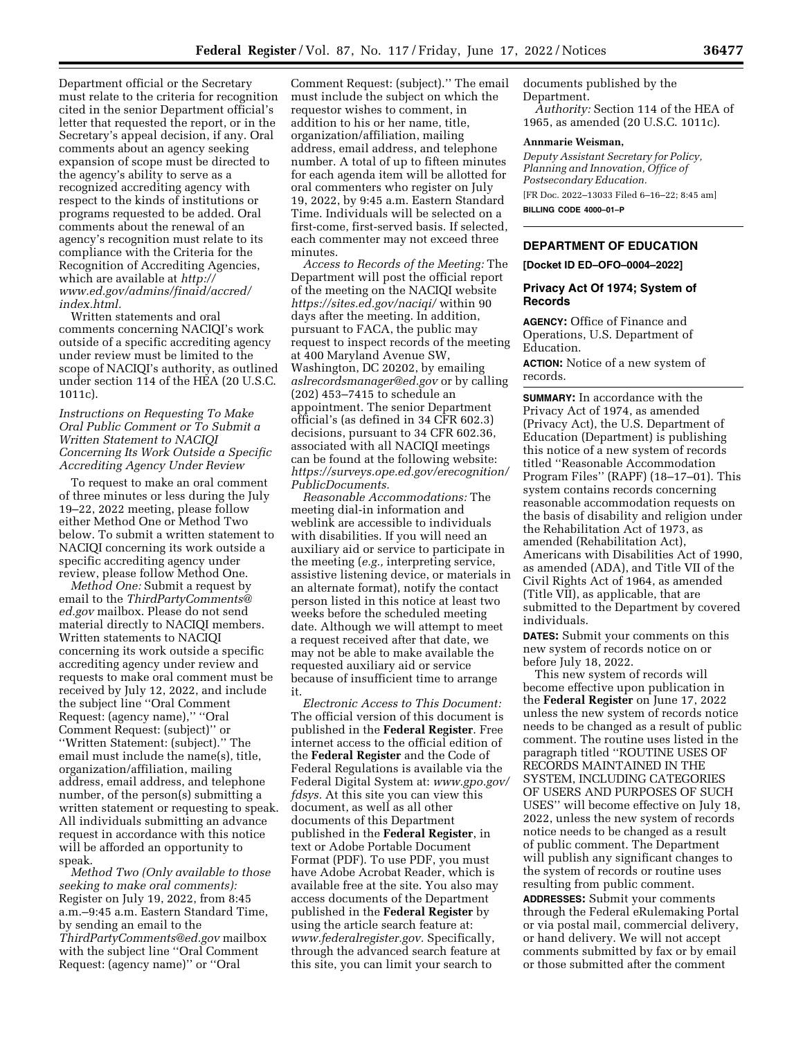Department official or the Secretary must relate to the criteria for recognition cited in the senior Department official's letter that requested the report, or in the Secretary's appeal decision, if any. Oral comments about an agency seeking expansion of scope must be directed to the agency's ability to serve as a recognized accrediting agency with respect to the kinds of institutions or programs requested to be added. Oral comments about the renewal of an agency's recognition must relate to its compliance with the Criteria for the Recognition of Accrediting Agencies, which are available at *http://www.ed.gov/admins/finaid/accred/index.html.*

Written statements and oral comments concerning NACIQI's work outside of a specific accrediting agency under review must be limited to the scope of NACIQI's authority, as outlined under section 114 of the HEA (20 U.S.C. 1011c).

*Instructions on Requesting To Make Oral Public Comment or To Submit a Written Statement to NACIQI Concerning Its Work Outside a Specific Accrediting Agency Under Review*

To request to make an oral comment of three minutes or less during the July 19–22, 2022 meeting, please follow either Method One or Method Two below. To submit a written statement to NACIQI concerning its work outside a specific accrediting agency under review, please follow Method One.

*Method One:* Submit a request by email to the *ThirdPartyComments@ed.gov* mailbox. Please do not send material directly to NACIQI members. Written statements to NACIQI concerning its work outside a specific accrediting agency under review and requests to make oral comment must be received by July 12, 2022, and include the subject line ''Oral Comment Request: (agency name),'' ''Oral Comment Request: (subject)'' or ''Written Statement: (subject).'' The email must include the name(s), title, organization/affiliation, mailing address, email address, and telephone number, of the person(s) submitting a written statement or requesting to speak. All individuals submitting an advance request in accordance with this notice will be afforded an opportunity to speak.

*Method Two (Only available to those seeking to make oral comments):* Register on July 19, 2022, from 8:45 a.m.–9:45 a.m. Eastern Standard Time, by sending an email to the *ThirdPartyComments@ed.gov* mailbox with the subject line ''Oral Comment Request: (agency name)'' or ''Oral Comment Request: (subject).'' The email must include the subject on which the requestor wishes to comment, in addition to his or her name, title, organization/affiliation, mailing address, email address, and telephone number. A total of up to fifteen minutes for each agenda item will be allotted for oral commenters who register on July 19, 2022, by 9:45 a.m. Eastern Standard Time. Individuals will be selected on a first-come, first-served basis. If selected, each commenter may not exceed three minutes.

*Access to Records of the Meeting:* The Department will post the official report of the meeting on the NACIQI website *https://sites.ed.gov/naciqi/* within 90 days after the meeting. In addition, pursuant to FACA, the public may request to inspect records of the meeting at 400 Maryland Avenue SW, Washington, DC 20202, by emailing *aslrecordsmanager@ed.gov* or by calling (202) 453–7415 to schedule an appointment. The senior Department official's (as defined in 34 CFR 602.3) decisions, pursuant to 34 CFR 602.36, associated with all NACIQI meetings can be found at the following website: *https://surveys.ope.ed.gov/erecognition/PublicDocuments.*

*Reasonable Accommodations:* The meeting dial-in information and weblink are accessible to individuals with disabilities. If you will need an auxiliary aid or service to participate in the meeting (*e.g.,* interpreting service, assistive listening device, or materials in an alternate format), notify the contact person listed in this notice at least two weeks before the scheduled meeting date. Although we will attempt to meet a request received after that date, we may not be able to make available the requested auxiliary aid or service because of insufficient time to arrange it.

*Electronic Access to This Document:* The official version of this document is published in the **Federal Register**. Free internet access to the official edition of the **Federal Register** and the Code of Federal Regulations is available via the Federal Digital System at: *www.gpo.gov/fdsys.* At this site you can view this document, as well as all other documents of this Department published in the **Federal Register**, in text or Adobe Portable Document Format (PDF). To use PDF, you must have Adobe Acrobat Reader, which is available free at the site. You also may access documents of the Department published in the **Federal Register** by using the article search feature at: *www.federalregister.gov.* Specifically, through the advanced search feature at this site, you can limit your search to documents published by the Department.

*Authority:* Section 114 of the HEA of 1965, as amended (20 U.S.C. 1011c).

**Annmarie Weisman,**

*Deputy Assistant Secretary for Policy, Planning and Innovation, Office of Postsecondary Education.*

[FR Doc. 2022–13033 Filed 6–16–22; 8:45 am]

**BILLING CODE 4000–01–P**

## DEPARTMENT OF EDUCATION

**[Docket ID ED–OFO–0004–2022]**

### Privacy Act Of 1974; System of Records

**AGENCY:** Office of Finance and Operations, U.S. Department of Education.

**ACTION:** Notice of a new system of records.

**SUMMARY:** In accordance with the Privacy Act of 1974, as amended (Privacy Act), the U.S. Department of Education (Department) is publishing this notice of a new system of records titled ''Reasonable Accommodation Program Files'' (RAPF) (18–17–01). This system contains records concerning reasonable accommodation requests on the basis of disability and religion under the Rehabilitation Act of 1973, as amended (Rehabilitation Act), Americans with Disabilities Act of 1990, as amended (ADA), and Title VII of the Civil Rights Act of 1964, as amended (Title VII), as applicable, that are submitted to the Department by covered individuals.

**DATES:** Submit your comments on this new system of records notice on or before July 18, 2022.

This new system of records will become effective upon publication in the **Federal Register** on June 17, 2022 unless the new system of records notice needs to be changed as a result of public comment. The routine uses listed in the paragraph titled ''ROUTINE USES OF RECORDS MAINTAINED IN THE SYSTEM, INCLUDING CATEGORIES OF USERS AND PURPOSES OF SUCH USES'' will become effective on July 18, 2022, unless the new system of records notice needs to be changed as a result of public comment. The Department will publish any significant changes to the system of records or routine uses resulting from public comment.

**ADDRESSES:** Submit your comments through the Federal eRulemaking Portal or via postal mail, commercial delivery, or hand delivery. We will not accept comments submitted by fax or by email or those submitted after the comment